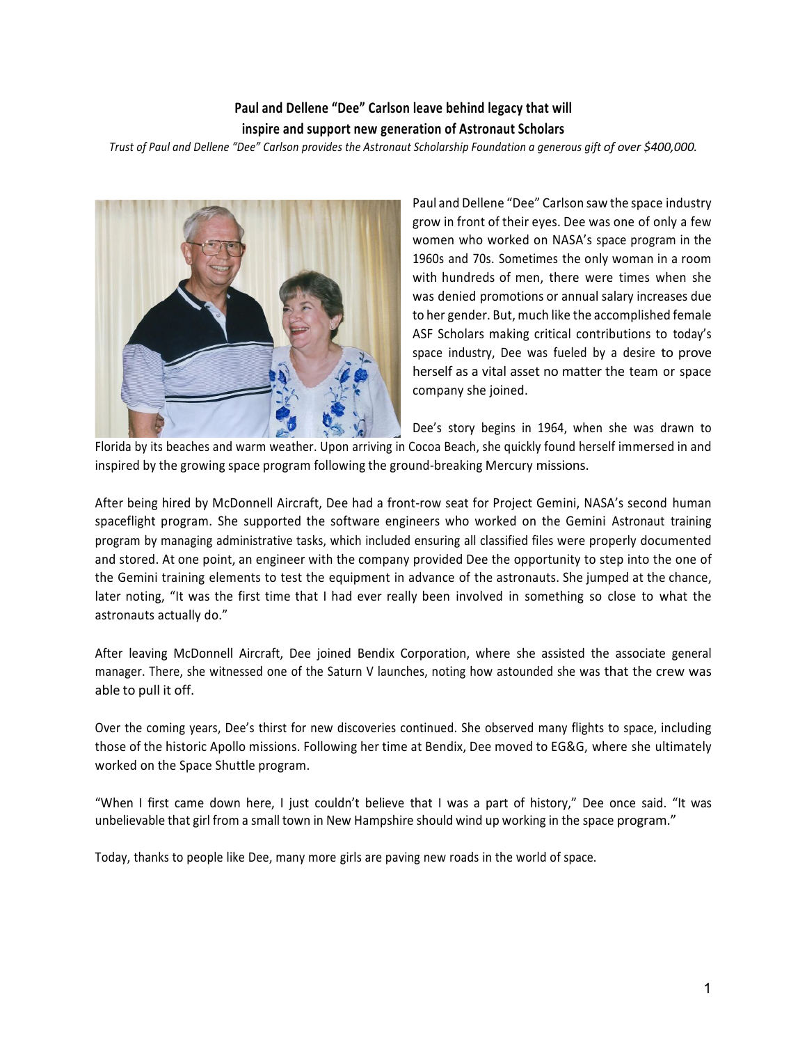# Paul and Dellene "Dee" Carlson leave behind legacy that will inspire and support new generation of Astronaut Scholars

*Trust of Paul and Dellene "Dee" Carlson provides the Astronaut Scholarship Foundation a generous gift of over $400,000.*

Paul and Dellene "Dee" Carlson saw the space industry grow in front of their eyes. Dee was one of only a few women who worked on NASA's space program in the 1960s and 70s. Sometimes the only woman in a room with hundreds of men, there were times when she was denied promotions or annual salary increases due to her gender. But, much like the accomplished female ASF Scholars making critical contributions to today's space industry, Dee was fueled by a desire to prove herself as a vital asset no matter the team or space company she joined.

Dee's story begins in 1964, when she was drawn to Florida by its beaches and warm weather. Upon arriving in Cocoa Beach, she quickly found herself immersed in and inspired by the growing space program following the ground-breaking Mercury missions.

After being hired by McDonnell Aircraft, Dee had a front-row seat for Project Gemini, NASA's second human spaceflight program. She supported the software engineers who worked on the Gemini Astronaut training program by managing administrative tasks, which included ensuring all classified files were properly documented and stored. At one point, an engineer with the company provided Dee the opportunity to step into the one of the Gemini training elements to test the equipment in advance of the astronauts. She jumped at the chance, later noting, "It was the first time that I had ever really been involved in something so close to what the astronauts actually do."

After leaving McDonnell Aircraft, Dee joined Bendix Corporation, where she assisted the associate general manager. There, she witnessed one of the Saturn V launches, noting how astounded she was that the crew was able to pull it off.

Over the coming years, Dee's thirst for new discoveries continued. She observed many flights to space, including those of the historic Apollo missions. Following her time at Bendix, Dee moved to EG&G, where she ultimately worked on the Space Shuttle program.

"When I first came down here, I just couldn't believe that I was a part of history," Dee once said. "It was unbelievable that girl from a small town in New Hampshire should wind up working in the space program."

Today, thanks to people like Dee, many more girls are paving new roads in the world of space.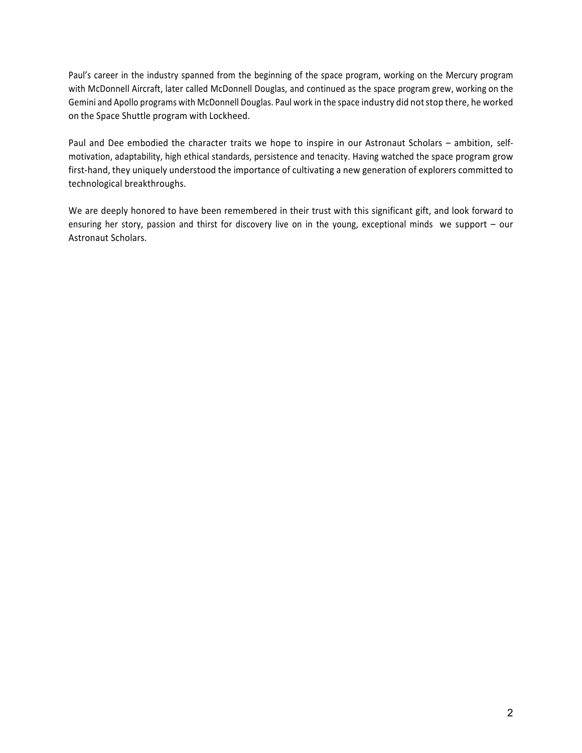Paul's career in the industry spanned from the beginning of the space program, working on the Mercury program with McDonnell Aircraft, later called McDonnell Douglas, and continued as the space program grew, working on the Gemini and Apollo programs with McDonnell Douglas. Paul work in the space industry did not stop there, he worked on the Space Shuttle program with Lockheed.

Paul and Dee embodied the character traits we hope to inspire in our Astronaut Scholars – ambition, self-motivation, adaptability, high ethical standards, persistence and tenacity. Having watched the space program grow first-hand, they uniquely understood the importance of cultivating a new generation of explorers committed to technological breakthroughs.

We are deeply honored to have been remembered in their trust with this significant gift, and look forward to ensuring her story, passion and thirst for discovery live on in the young, exceptional minds we support – our Astronaut Scholars.